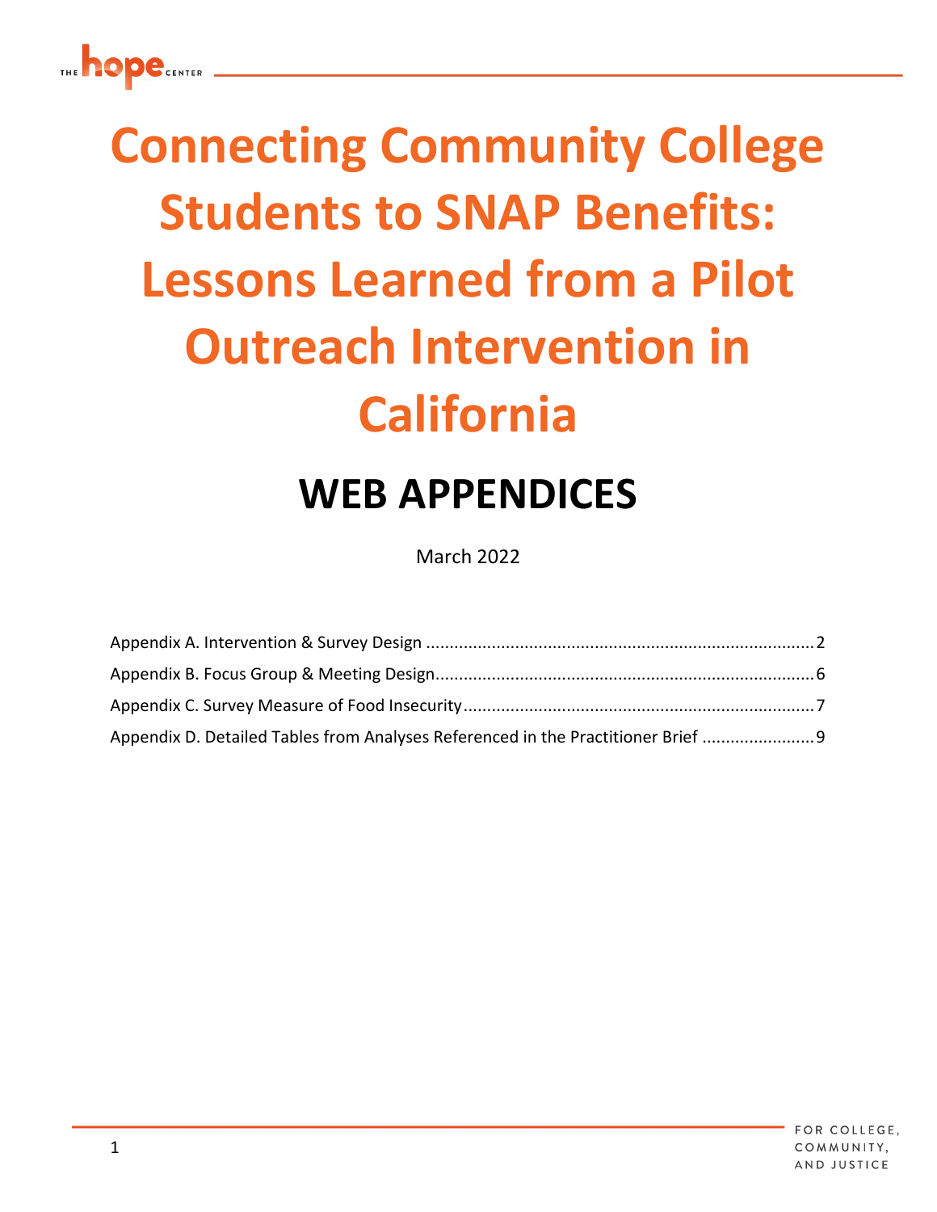# Connecting Community College Students to SNAP Benefits: Lessons Learned from a Pilot Outreach Intervention in California

## WEB APPENDICES

March 2022

Appendix A. Intervention & Survey Design ....................................................................................2

Appendix B. Focus Group & Meeting Design..................................................................................6

Appendix C. Survey Measure of Food Insecurity............................................................................7

Appendix D. Detailed Tables from Analyses Referenced in the Practitioner Brief ..........................9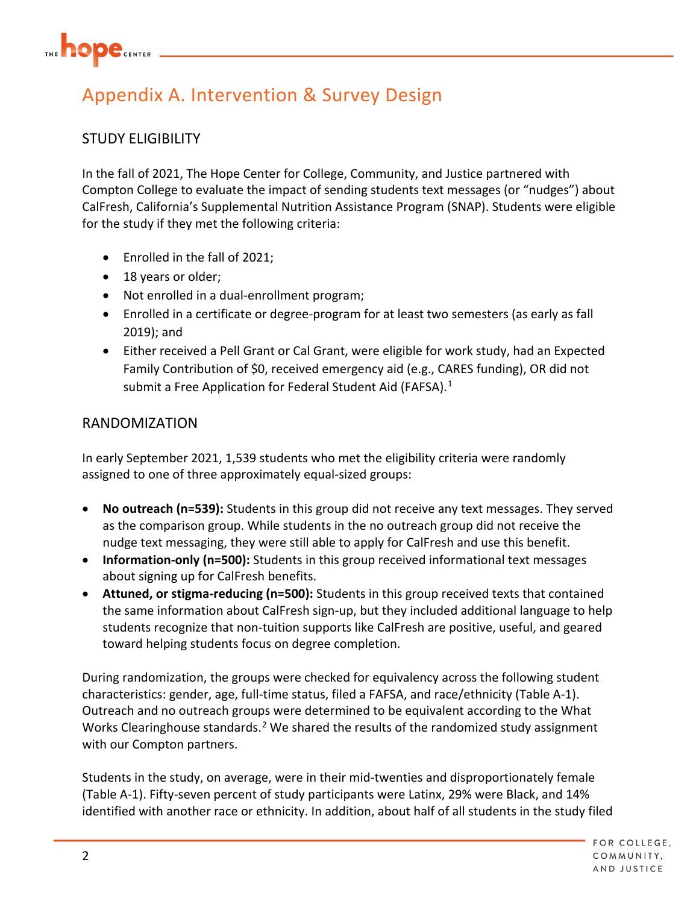# Appendix A. Intervention & Survey Design

## STUDY ELIGIBILITY

In the fall of 2021, The Hope Center for College, Community, and Justice partnered with Compton College to evaluate the impact of sending students text messages (or "nudges") about CalFresh, California's Supplemental Nutrition Assistance Program (SNAP). Students were eligible for the study if they met the following criteria:

- Enrolled in the fall of 2021;
- 18 years or older;
- Not enrolled in a dual-enrollment program;
- Enrolled in a certificate or degree-program for at least two semesters (as early as fall 2019); and
- Either received a Pell Grant or Cal Grant, were eligible for work study, had an Expected Family Contribution of $0, received emergency aid (e.g., CARES funding), OR did not submit a Free Application for Federal Student Aid (FAFSA).[1]

## RANDOMIZATION

In early September 2021, 1,539 students who met the eligibility criteria were randomly assigned to one of three approximately equal-sized groups:

- **No outreach (n=539):** Students in this group did not receive any text messages. They served as the comparison group. While students in the no outreach group did not receive the nudge text messaging, they were still able to apply for CalFresh and use this benefit.
- **Information-only (n=500):** Students in this group received informational text messages about signing up for CalFresh benefits.
- **Attuned, or stigma-reducing (n=500):** Students in this group received texts that contained the same information about CalFresh sign-up, but they included additional language to help students recognize that non-tuition supports like CalFresh are positive, useful, and geared toward helping students focus on degree completion.

During randomization, the groups were checked for equivalency across the following student characteristics: gender, age, full-time status, filed a FAFSA, and race/ethnicity (Table A-1). Outreach and no outreach groups were determined to be equivalent according to the What Works Clearinghouse standards.[2] We shared the results of the randomized study assignment with our Compton partners.

Students in the study, on average, were in their mid-twenties and disproportionately female (Table A-1). Fifty-seven percent of study participants were Latinx, 29% were Black, and 14% identified with another race or ethnicity. In addition, about half of all students in the study filed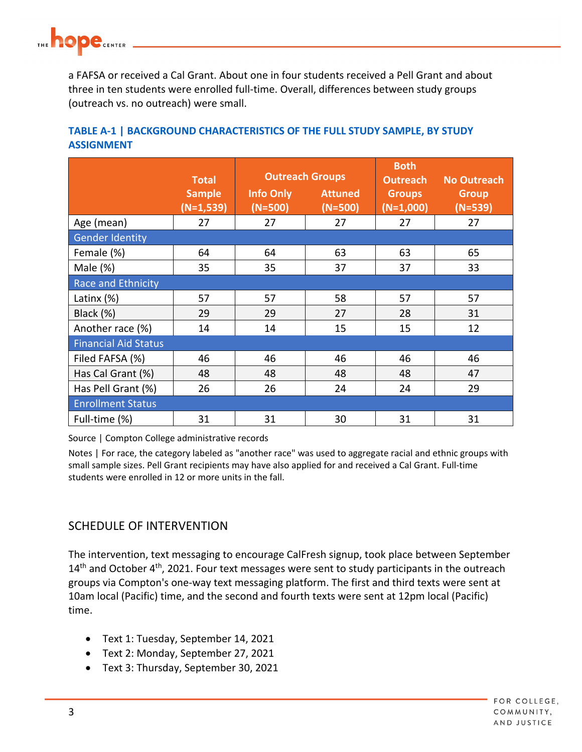a FAFSA or received a Cal Grant. About one in four students received a Pell Grant and about three in ten students were enrolled full-time. Overall, differences between study groups (outreach vs. no outreach) were small.

**TABLE A-1 | BACKGROUND CHARACTERISTICS OF THE FULL STUDY SAMPLE, BY STUDY ASSIGNMENT**

| | Total Sample (N=1,539) | Outreach Groups | | Both Outreach Groups (N=1,000) | No Outreach Group (N=539) |
|---|---|---|---|---|---|
| | | Info Only (N=500) | Attuned (N=500) | | |
| Age (mean) | 27 | 27 | 27 | 27 | 27 |
| **Gender Identity** | | | | | |
| Female (%) | 64 | 64 | 63 | 63 | 65 |
| Male (%) | 35 | 35 | 37 | 37 | 33 |
| **Race and Ethnicity** | | | | | |
| Latinx (%) | 57 | 57 | 58 | 57 | 57 |
| Black (%) | 29 | 29 | 27 | 28 | 31 |
| Another race (%) | 14 | 14 | 15 | 15 | 12 |
| **Financial Aid Status** | | | | | |
| Filed FAFSA (%) | 46 | 46 | 46 | 46 | 46 |
| Has Cal Grant (%) | 48 | 48 | 48 | 48 | 47 |
| Has Pell Grant (%) | 26 | 26 | 24 | 24 | 29 |
| **Enrollment Status** | | | | | |
| Full-time (%) | 31 | 31 | 30 | 31 | 31 |

Source | Compton College administrative records

Notes | For race, the category labeled as "another race" was used to aggregate racial and ethnic groups with small sample sizes. Pell Grant recipients may have also applied for and received a Cal Grant. Full-time students were enrolled in 12 or more units in the fall.

## SCHEDULE OF INTERVENTION

The intervention, text messaging to encourage CalFresh signup, took place between September 14th and October 4th, 2021. Four text messages were sent to study participants in the outreach groups via Compton's one-way text messaging platform. The first and third texts were sent at 10am local (Pacific) time, and the second and fourth texts were sent at 12pm local (Pacific) time.

- Text 1: Tuesday, September 14, 2021
- Text 2: Monday, September 27, 2021
- Text 3: Thursday, September 30, 2021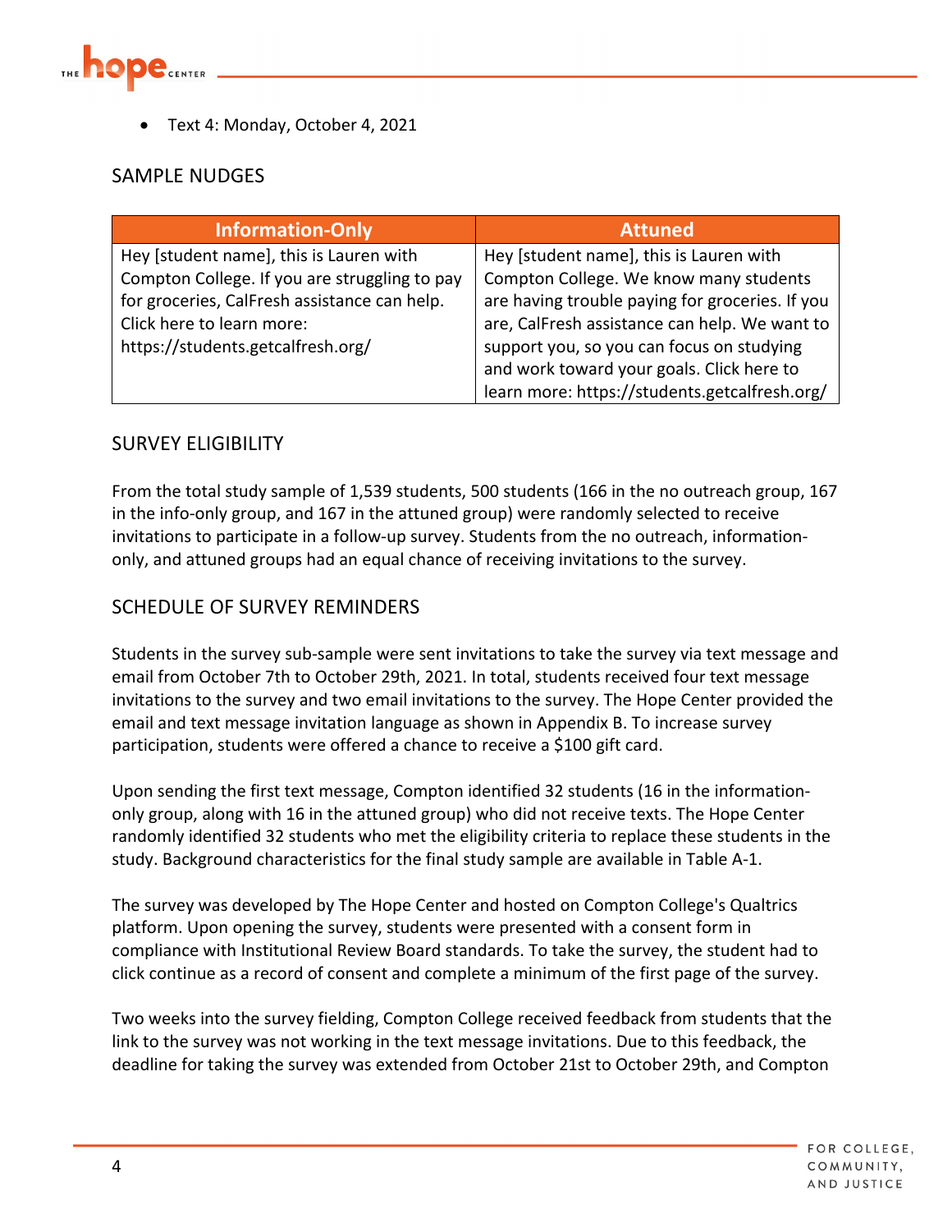- Text 4: Monday, October 4, 2021

## SAMPLE NUDGES

| Information-Only | Attuned |
|---|---|
| Hey [student name], this is Lauren with Compton College. If you are struggling to pay for groceries, CalFresh assistance can help. Click here to learn more: https://students.getcalfresh.org/ | Hey [student name], this is Lauren with Compton College. We know many students are having trouble paying for groceries. If you are, CalFresh assistance can help. We want to support you, so you can focus on studying and work toward your goals. Click here to learn more: https://students.getcalfresh.org/ |

## SURVEY ELIGIBILITY

From the total study sample of 1,539 students, 500 students (166 in the no outreach group, 167 in the info-only group, and 167 in the attuned group) were randomly selected to receive invitations to participate in a follow-up survey. Students from the no outreach, information-only, and attuned groups had an equal chance of receiving invitations to the survey.

## SCHEDULE OF SURVEY REMINDERS

Students in the survey sub-sample were sent invitations to take the survey via text message and email from October 7th to October 29th, 2021. In total, students received four text message invitations to the survey and two email invitations to the survey. The Hope Center provided the email and text message invitation language as shown in Appendix B. To increase survey participation, students were offered a chance to receive a $100 gift card.

Upon sending the first text message, Compton identified 32 students (16 in the information-only group, along with 16 in the attuned group) who did not receive texts. The Hope Center randomly identified 32 students who met the eligibility criteria to replace these students in the study. Background characteristics for the final study sample are available in Table A-1.

The survey was developed by The Hope Center and hosted on Compton College's Qualtrics platform. Upon opening the survey, students were presented with a consent form in compliance with Institutional Review Board standards. To take the survey, the student had to click continue as a record of consent and complete a minimum of the first page of the survey.

Two weeks into the survey fielding, Compton College received feedback from students that the link to the survey was not working in the text message invitations. Due to this feedback, the deadline for taking the survey was extended from October 21st to October 29th, and Compton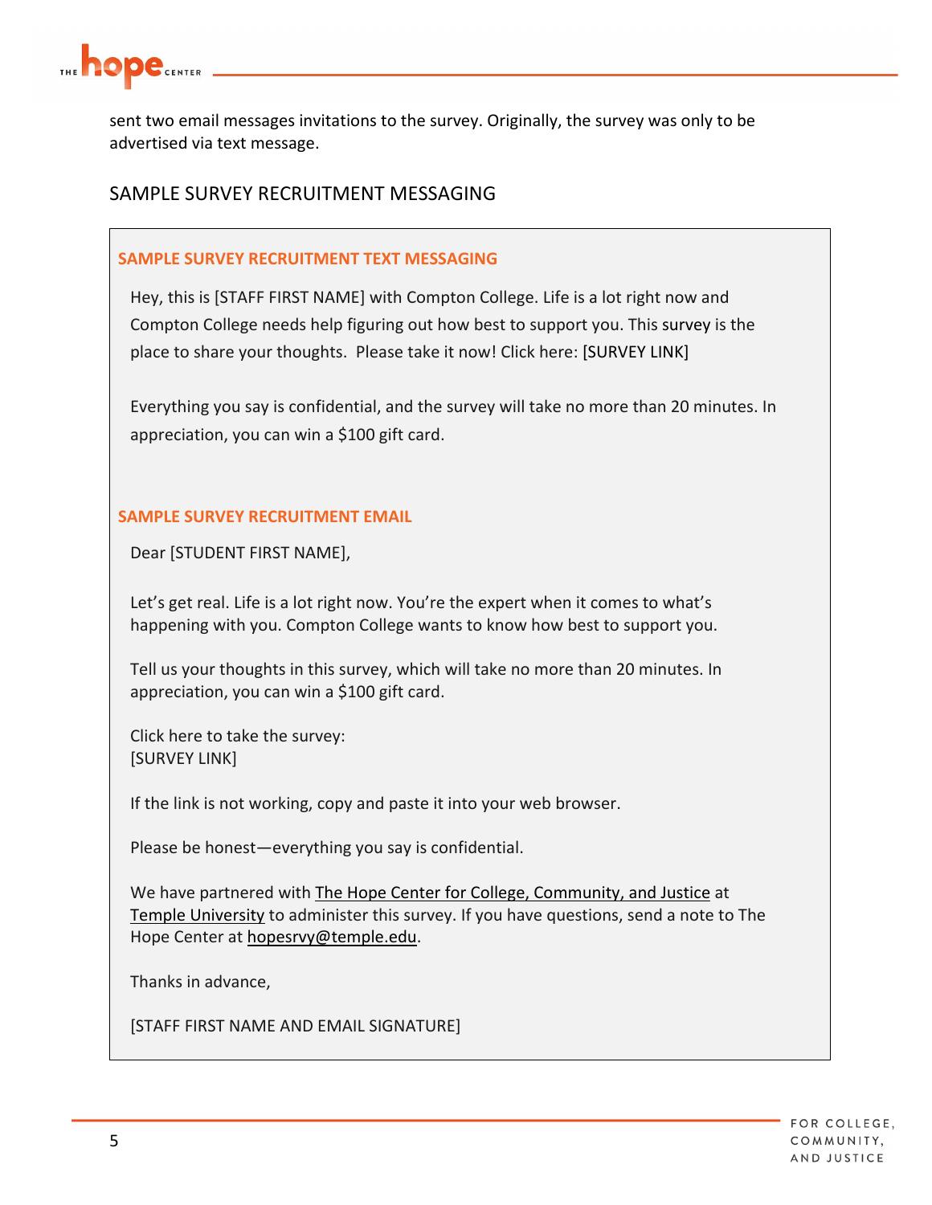sent two email messages invitations to the survey. Originally, the survey was only to be advertised via text message.

## SAMPLE SURVEY RECRUITMENT MESSAGING

### SAMPLE SURVEY RECRUITMENT TEXT MESSAGING

Hey, this is [STAFF FIRST NAME] with Compton College. Life is a lot right now and Compton College needs help figuring out how best to support you. This survey is the place to share your thoughts. Please take it now! Click here: [SURVEY LINK]

Everything you say is confidential, and the survey will take no more than 20 minutes. In appreciation, you can win a $100 gift card.

### SAMPLE SURVEY RECRUITMENT EMAIL

Dear [STUDENT FIRST NAME],

Let's get real. Life is a lot right now. You're the expert when it comes to what's happening with you. Compton College wants to know how best to support you.

Tell us your thoughts in this survey, which will take no more than 20 minutes. In appreciation, you can win a $100 gift card.

Click here to take the survey:
[SURVEY LINK]

If the link is not working, copy and paste it into your web browser.

Please be honest—everything you say is confidential.

We have partnered with The Hope Center for College, Community, and Justice at Temple University to administer this survey. If you have questions, send a note to The Hope Center at hopesrvy@temple.edu.

Thanks in advance,

[STAFF FIRST NAME AND EMAIL SIGNATURE]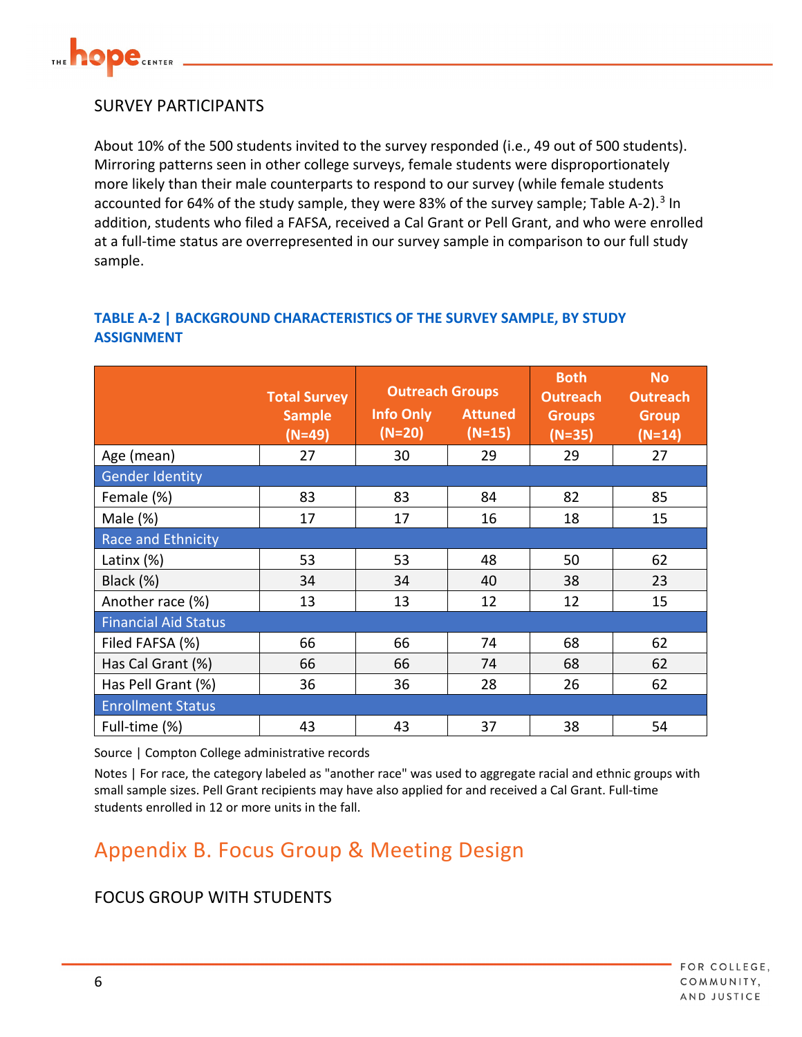## SURVEY PARTICIPANTS

About 10% of the 500 students invited to the survey responded (i.e., 49 out of 500 students). Mirroring patterns seen in other college surveys, female students were disproportionately more likely than their male counterparts to respond to our survey (while female students accounted for 64% of the study sample, they were 83% of the survey sample; Table A-2).[3] In addition, students who filed a FAFSA, received a Cal Grant or Pell Grant, and who were enrolled at a full-time status are overrepresented in our survey sample in comparison to our full study sample.

**TABLE A-2 | BACKGROUND CHARACTERISTICS OF THE SURVEY SAMPLE, BY STUDY ASSIGNMENT**

| | Total Survey Sample (N=49) | Outreach Groups | | Both Outreach Groups (N=35) | No Outreach Group (N=14) |
|---|---|---|---|---|---|
| | | Info Only (N=20) | Attuned (N=15) | | |
| Age (mean) | 27 | 30 | 29 | 29 | 27 |
| **Gender Identity** | | | | | |
| Female (%) | 83 | 83 | 84 | 82 | 85 |
| Male (%) | 17 | 17 | 16 | 18 | 15 |
| **Race and Ethnicity** | | | | | |
| Latinx (%) | 53 | 53 | 48 | 50 | 62 |
| Black (%) | 34 | 34 | 40 | 38 | 23 |
| Another race (%) | 13 | 13 | 12 | 12 | 15 |
| **Financial Aid Status** | | | | | |
| Filed FAFSA (%) | 66 | 66 | 74 | 68 | 62 |
| Has Cal Grant (%) | 66 | 66 | 74 | 68 | 62 |
| Has Pell Grant (%) | 36 | 36 | 28 | 26 | 62 |
| **Enrollment Status** | | | | | |
| Full-time (%) | 43 | 43 | 37 | 38 | 54 |

Source | Compton College administrative records

Notes | For race, the category labeled as "another race" was used to aggregate racial and ethnic groups with small sample sizes. Pell Grant recipients may have also applied for and received a Cal Grant. Full-time students enrolled in 12 or more units in the fall.

# Appendix B. Focus Group & Meeting Design

## FOCUS GROUP WITH STUDENTS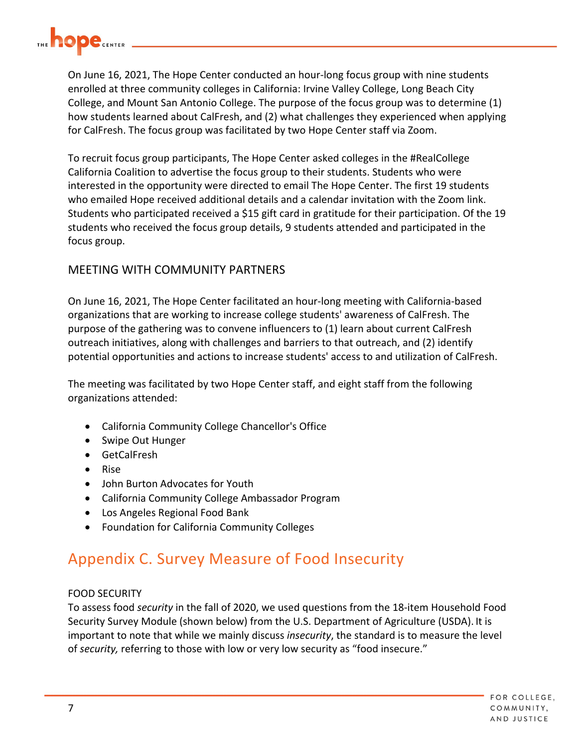On June 16, 2021, The Hope Center conducted an hour-long focus group with nine students enrolled at three community colleges in California: Irvine Valley College, Long Beach City College, and Mount San Antonio College. The purpose of the focus group was to determine (1) how students learned about CalFresh, and (2) what challenges they experienced when applying for CalFresh. The focus group was facilitated by two Hope Center staff via Zoom.

To recruit focus group participants, The Hope Center asked colleges in the #RealCollege California Coalition to advertise the focus group to their students. Students who were interested in the opportunity were directed to email The Hope Center. The first 19 students who emailed Hope received additional details and a calendar invitation with the Zoom link. Students who participated received a $15 gift card in gratitude for their participation. Of the 19 students who received the focus group details, 9 students attended and participated in the focus group.

### MEETING WITH COMMUNITY PARTNERS

On June 16, 2021, The Hope Center facilitated an hour-long meeting with California-based organizations that are working to increase college students' awareness of CalFresh. The purpose of the gathering was to convene influencers to (1) learn about current CalFresh outreach initiatives, along with challenges and barriers to that outreach, and (2) identify potential opportunities and actions to increase students' access to and utilization of CalFresh.

The meeting was facilitated by two Hope Center staff, and eight staff from the following organizations attended:

- California Community College Chancellor's Office
- Swipe Out Hunger
- GetCalFresh
- Rise
- John Burton Advocates for Youth
- California Community College Ambassador Program
- Los Angeles Regional Food Bank
- Foundation for California Community Colleges

## Appendix C. Survey Measure of Food Insecurity

### FOOD SECURITY

To assess food *security* in the fall of 2020, we used questions from the 18-item Household Food Security Survey Module (shown below) from the U.S. Department of Agriculture (USDA). It is important to note that while we mainly discuss *insecurity*, the standard is to measure the level of *security,* referring to those with low or very low security as "food insecure."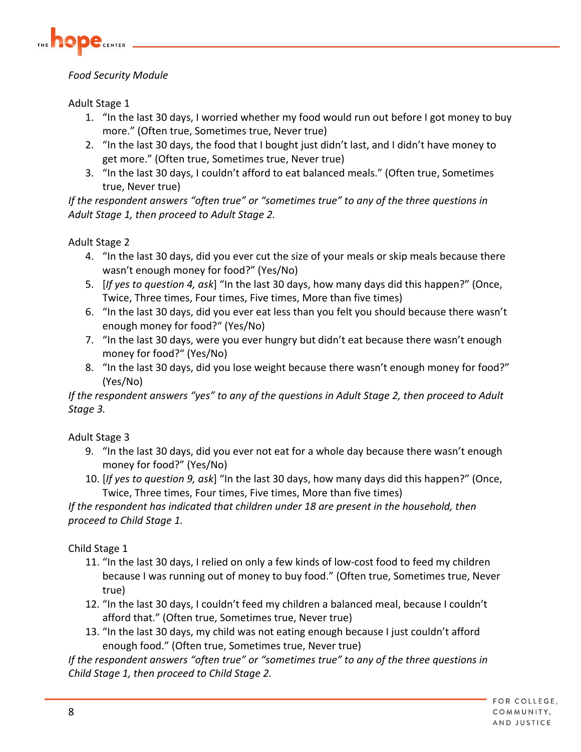*Food Security Module*

Adult Stage 1

1. "In the last 30 days, I worried whether my food would run out before I got money to buy more." (Often true, Sometimes true, Never true)
2. "In the last 30 days, the food that I bought just didn't last, and I didn't have money to get more." (Often true, Sometimes true, Never true)
3. "In the last 30 days, I couldn't afford to eat balanced meals." (Often true, Sometimes true, Never true)

*If the respondent answers "often true" or "sometimes true" to any of the three questions in Adult Stage 1, then proceed to Adult Stage 2.*

Adult Stage 2

4. "In the last 30 days, did you ever cut the size of your meals or skip meals because there wasn't enough money for food?" (Yes/No)
5. [*If yes to question 4, ask*] "In the last 30 days, how many days did this happen?" (Once, Twice, Three times, Four times, Five times, More than five times)
6. "In the last 30 days, did you ever eat less than you felt you should because there wasn't enough money for food?" (Yes/No)
7. "In the last 30 days, were you ever hungry but didn't eat because there wasn't enough money for food?" (Yes/No)
8. "In the last 30 days, did you lose weight because there wasn't enough money for food?" (Yes/No)

*If the respondent answers "yes" to any of the questions in Adult Stage 2, then proceed to Adult Stage 3.*

Adult Stage 3

9. "In the last 30 days, did you ever not eat for a whole day because there wasn't enough money for food?" (Yes/No)
10. [*If yes to question 9, ask*] "In the last 30 days, how many days did this happen?" (Once, Twice, Three times, Four times, Five times, More than five times)

*If the respondent has indicated that children under 18 are present in the household, then proceed to Child Stage 1.*

Child Stage 1

11. "In the last 30 days, I relied on only a few kinds of low-cost food to feed my children because I was running out of money to buy food." (Often true, Sometimes true, Never true)
12. "In the last 30 days, I couldn't feed my children a balanced meal, because I couldn't afford that." (Often true, Sometimes true, Never true)
13. "In the last 30 days, my child was not eating enough because I just couldn't afford enough food." (Often true, Sometimes true, Never true)

*If the respondent answers "often true" or "sometimes true" to any of the three questions in Child Stage 1, then proceed to Child Stage 2.*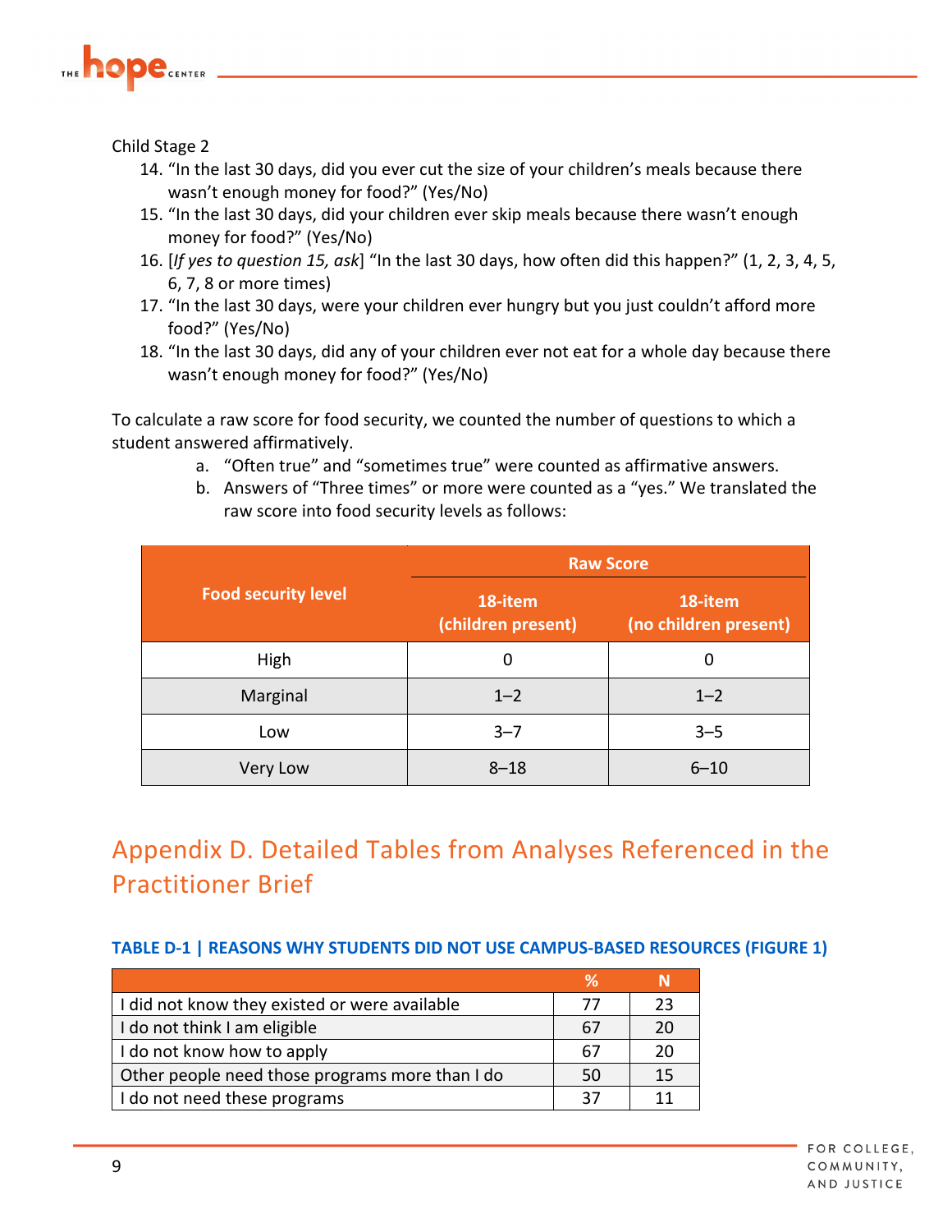Child Stage 2

14. "In the last 30 days, did you ever cut the size of your children's meals because there wasn't enough money for food?" (Yes/No)
15. "In the last 30 days, did your children ever skip meals because there wasn't enough money for food?" (Yes/No)
16. [*If yes to question 15, ask*] "In the last 30 days, how often did this happen?" (1, 2, 3, 4, 5, 6, 7, 8 or more times)
17. "In the last 30 days, were your children ever hungry but you just couldn't afford more food?" (Yes/No)
18. "In the last 30 days, did any of your children ever not eat for a whole day because there wasn't enough money for food?" (Yes/No)

To calculate a raw score for food security, we counted the number of questions to which a student answered affirmatively.

a. "Often true" and "sometimes true" were counted as affirmative answers.
b. Answers of "Three times" or more were counted as a "yes." We translated the raw score into food security levels as follows:

| Food security level | Raw Score | |
|---|---|---|
| | 18-item (children present) | 18-item (no children present) |
| High | 0 | 0 |
| Marginal | 1–2 | 1–2 |
| Low | 3–7 | 3–5 |
| Very Low | 8–18 | 6–10 |

## Appendix D. Detailed Tables from Analyses Referenced in the Practitioner Brief

### TABLE D-1 | REASONS WHY STUDENTS DID NOT USE CAMPUS-BASED RESOURCES (FIGURE 1)

| | % | N |
|---|---|---|
| I did not know they existed or were available | 77 | 23 |
| I do not think I am eligible | 67 | 20 |
| I do not know how to apply | 67 | 20 |
| Other people need those programs more than I do | 50 | 15 |
| I do not need these programs | 37 | 11 |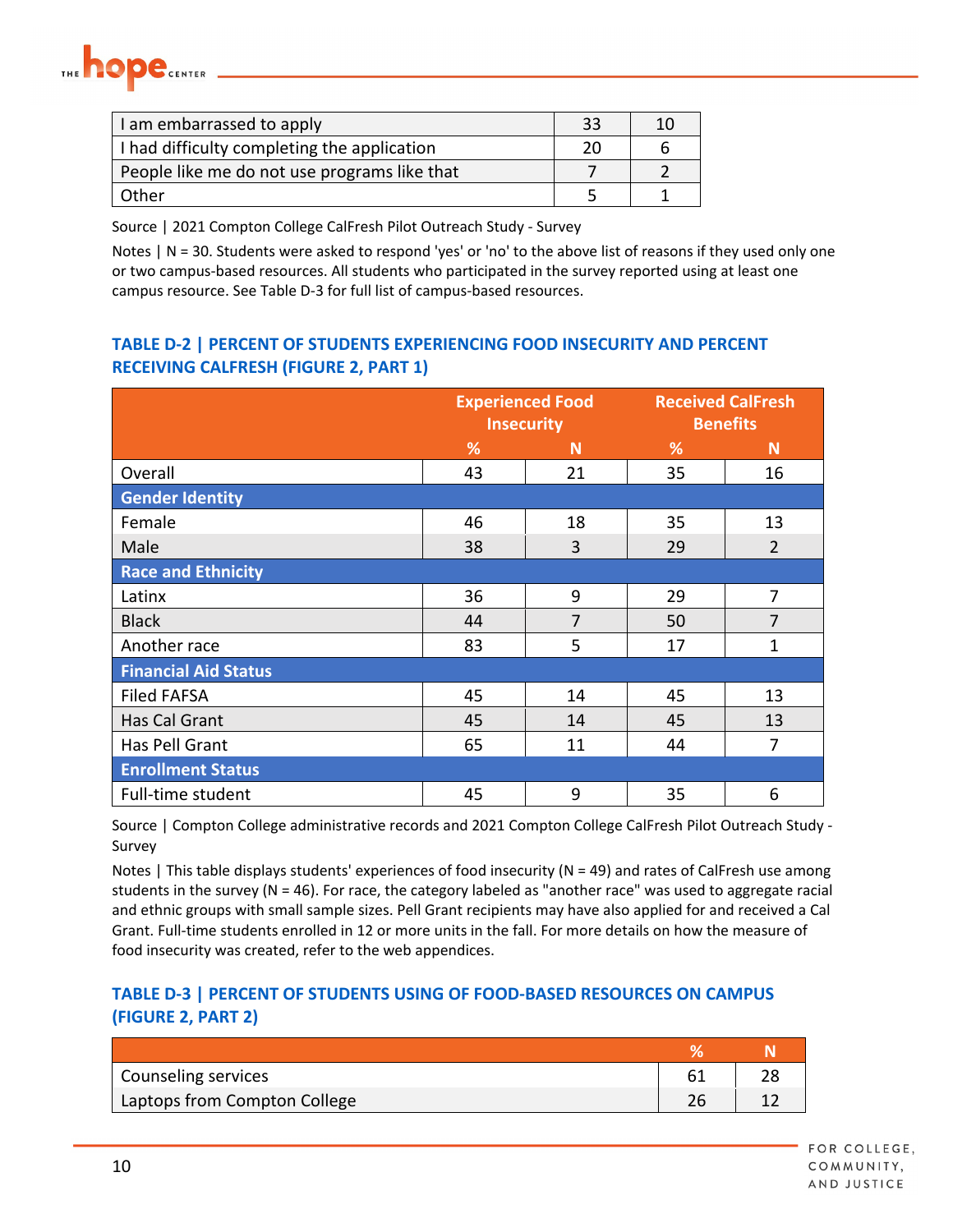| | | |
|---|---|---|
| I am embarrassed to apply | 33 | 10 |
| I had difficulty completing the application | 20 | 6 |
| People like me do not use programs like that | 7 | 2 |
| Other | 5 | 1 |

Source | 2021 Compton College CalFresh Pilot Outreach Study - Survey

Notes | N = 30. Students were asked to respond 'yes' or 'no' to the above list of reasons if they used only one or two campus-based resources. All students who participated in the survey reported using at least one campus resource. See Table D-3 for full list of campus-based resources.

### TABLE D-2 | PERCENT OF STUDENTS EXPERIENCING FOOD INSECURITY AND PERCENT RECEIVING CALFRESH (FIGURE 2, PART 1)

| | Experienced Food Insecurity | | Received CalFresh Benefits | |
|---|---|---|---|---|
| | % | N | % | N |
| Overall | 43 | 21 | 35 | 16 |
| **Gender Identity** | | | | |
| Female | 46 | 18 | 35 | 13 |
| Male | 38 | 3 | 29 | 2 |
| **Race and Ethnicity** | | | | |
| Latinx | 36 | 9 | 29 | 7 |
| Black | 44 | 7 | 50 | 7 |
| Another race | 83 | 5 | 17 | 1 |
| **Financial Aid Status** | | | | |
| Filed FAFSA | 45 | 14 | 45 | 13 |
| Has Cal Grant | 45 | 14 | 45 | 13 |
| Has Pell Grant | 65 | 11 | 44 | 7 |
| **Enrollment Status** | | | | |
| Full-time student | 45 | 9 | 35 | 6 |

Source | Compton College administrative records and 2021 Compton College CalFresh Pilot Outreach Study - Survey

Notes | This table displays students' experiences of food insecurity (N = 49) and rates of CalFresh use among students in the survey (N = 46). For race, the category labeled as "another race" was used to aggregate racial and ethnic groups with small sample sizes. Pell Grant recipients may have also applied for and received a Cal Grant. Full-time students enrolled in 12 or more units in the fall. For more details on how the measure of food insecurity was created, refer to the web appendices.

### TABLE D-3 | PERCENT OF STUDENTS USING OF FOOD-BASED RESOURCES ON CAMPUS (FIGURE 2, PART 2)

| | % | N |
|---|---|---|
| Counseling services | 61 | 28 |
| Laptops from Compton College | 26 | 12 |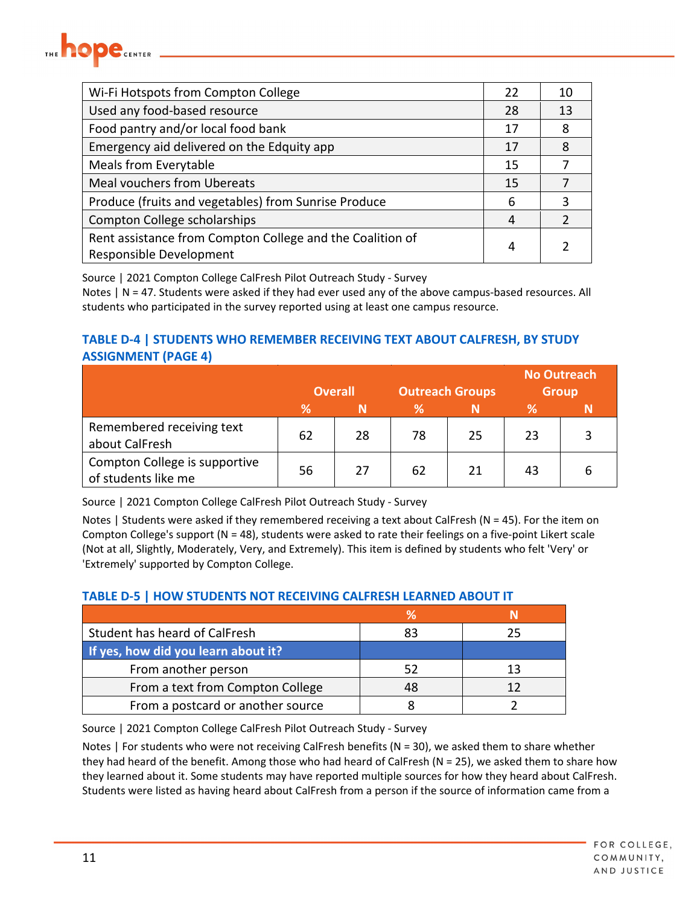| | | |
|---|---|---|
| Wi-Fi Hotspots from Compton College | 22 | 10 |
| Used any food-based resource | 28 | 13 |
| Food pantry and/or local food bank | 17 | 8 |
| Emergency aid delivered on the Edquity app | 17 | 8 |
| Meals from Everytable | 15 | 7 |
| Meal vouchers from Ubereats | 15 | 7 |
| Produce (fruits and vegetables) from Sunrise Produce | 6 | 3 |
| Compton College scholarships | 4 | 2 |
| Rent assistance from Compton College and the Coalition of Responsible Development | 4 | 2 |

Source | 2021 Compton College CalFresh Pilot Outreach Study - Survey
Notes | N = 47. Students were asked if they had ever used any of the above campus-based resources. All students who participated in the survey reported using at least one campus resource.

## TABLE D-4 | STUDENTS WHO REMEMBER RECEIVING TEXT ABOUT CALFRESH, BY STUDY ASSIGNMENT (PAGE 4)

| | Overall | | Outreach Groups | | No Outreach Group | |
|---|---|---|---|---|---|---|
| | % | N | % | N | % | N |
| Remembered receiving text about CalFresh | 62 | 28 | 78 | 25 | 23 | 3 |
| Compton College is supportive of students like me | 56 | 27 | 62 | 21 | 43 | 6 |

Source | 2021 Compton College CalFresh Pilot Outreach Study - Survey

Notes | Students were asked if they remembered receiving a text about CalFresh (N = 45). For the item on Compton College's support (N = 48), students were asked to rate their feelings on a five-point Likert scale (Not at all, Slightly, Moderately, Very, and Extremely). This item is defined by students who felt 'Very' or 'Extremely' supported by Compton College.

## TABLE D-5 | HOW STUDENTS NOT RECEIVING CALFRESH LEARNED ABOUT IT

| | % | N |
|---|---|---|
| Student has heard of CalFresh | 83 | 25 |
| **If yes, how did you learn about it?** | | |
| From another person | 52 | 13 |
| From a text from Compton College | 48 | 12 |
| From a postcard or another source | 8 | 2 |

Source | 2021 Compton College CalFresh Pilot Outreach Study - Survey

Notes | For students who were not receiving CalFresh benefits (N = 30), we asked them to share whether they had heard of the benefit. Among those who had heard of CalFresh (N = 25), we asked them to share how they learned about it. Some students may have reported multiple sources for how they heard about CalFresh. Students were listed as having heard about CalFresh from a person if the source of information came from a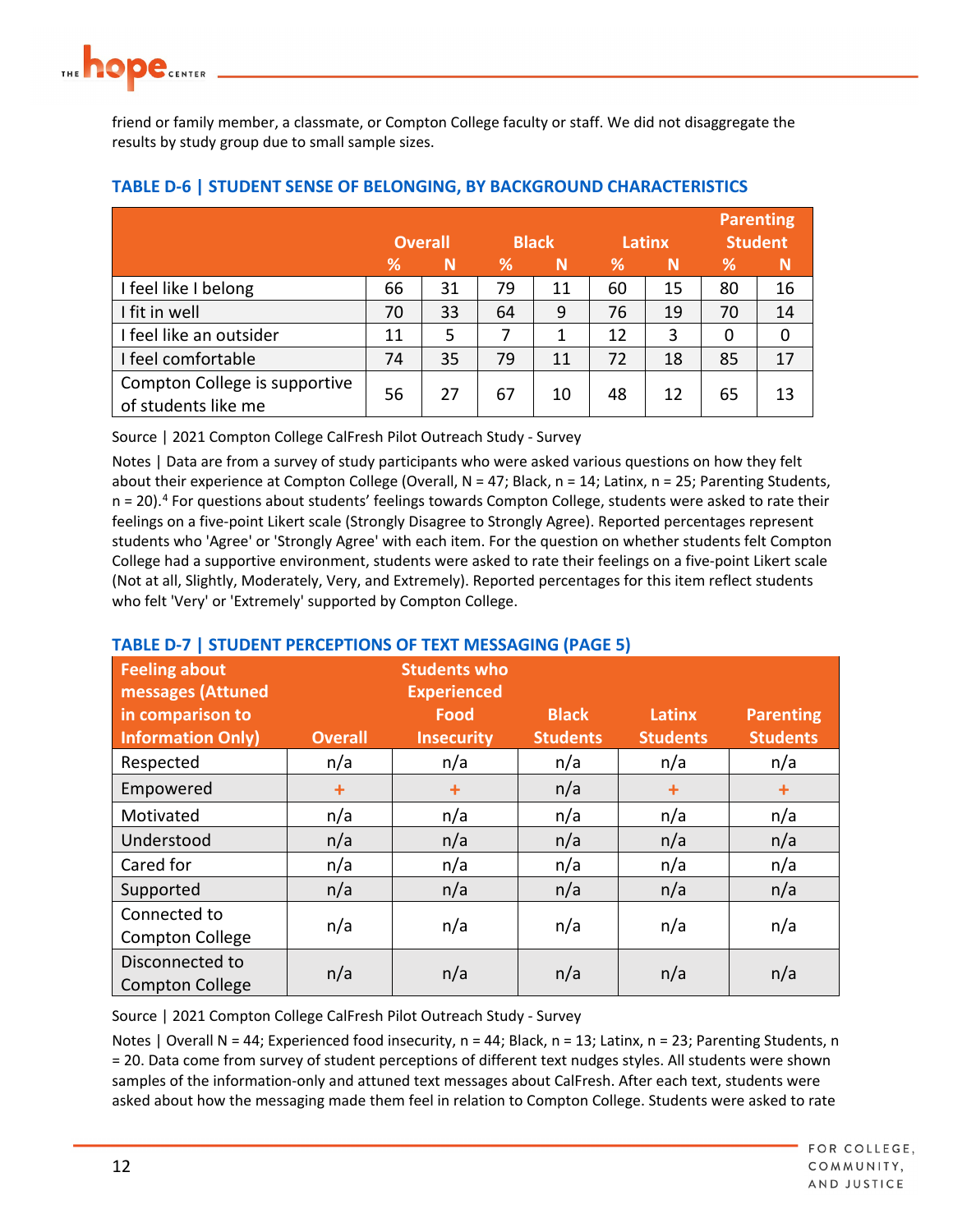friend or family member, a classmate, or Compton College faculty or staff. We did not disaggregate the results by study group due to small sample sizes.

### TABLE D-6 | STUDENT SENSE OF BELONGING, BY BACKGROUND CHARACTERISTICS

| | Overall | | Black | | Latinx | | Parenting Student | |
|---|---|---|---|---|---|---|---|---|
| | % | N | % | N | % | N | % | N |
| I feel like I belong | 66 | 31 | 79 | 11 | 60 | 15 | 80 | 16 |
| I fit in well | 70 | 33 | 64 | 9 | 76 | 19 | 70 | 14 |
| I feel like an outsider | 11 | 5 | 7 | 1 | 12 | 3 | 0 | 0 |
| I feel comfortable | 74 | 35 | 79 | 11 | 72 | 18 | 85 | 17 |
| Compton College is supportive of students like me | 56 | 27 | 67 | 10 | 48 | 12 | 65 | 13 |

Source | 2021 Compton College CalFresh Pilot Outreach Study - Survey

Notes | Data are from a survey of study participants who were asked various questions on how they felt about their experience at Compton College (Overall, N = 47; Black, n = 14; Latinx, n = 25; Parenting Students, n = 20).[4] For questions about students' feelings towards Compton College, students were asked to rate their feelings on a five-point Likert scale (Strongly Disagree to Strongly Agree). Reported percentages represent students who 'Agree' or 'Strongly Agree' with each item. For the question on whether students felt Compton College had a supportive environment, students were asked to rate their feelings on a five-point Likert scale (Not at all, Slightly, Moderately, Very, and Extremely). Reported percentages for this item reflect students who felt 'Very' or 'Extremely' supported by Compton College.

### TABLE D-7 | STUDENT PERCEPTIONS OF TEXT MESSAGING (PAGE 5)

| Feeling about messages (Attuned in comparison to Information Only) | Overall | Students who Experienced Food Insecurity | Black Students | Latinx Students | Parenting Students |
|---|---|---|---|---|---|
| Respected | n/a | n/a | n/a | n/a | n/a |
| Empowered | + | + | n/a | + | + |
| Motivated | n/a | n/a | n/a | n/a | n/a |
| Understood | n/a | n/a | n/a | n/a | n/a |
| Cared for | n/a | n/a | n/a | n/a | n/a |
| Supported | n/a | n/a | n/a | n/a | n/a |
| Connected to Compton College | n/a | n/a | n/a | n/a | n/a |
| Disconnected to Compton College | n/a | n/a | n/a | n/a | n/a |

Source | 2021 Compton College CalFresh Pilot Outreach Study - Survey

Notes | Overall N = 44; Experienced food insecurity, n = 44; Black, n = 13; Latinx, n = 23; Parenting Students, n = 20. Data come from survey of student perceptions of different text nudges styles. All students were shown samples of the information-only and attuned text messages about CalFresh. After each text, students were asked about how the messaging made them feel in relation to Compton College. Students were asked to rate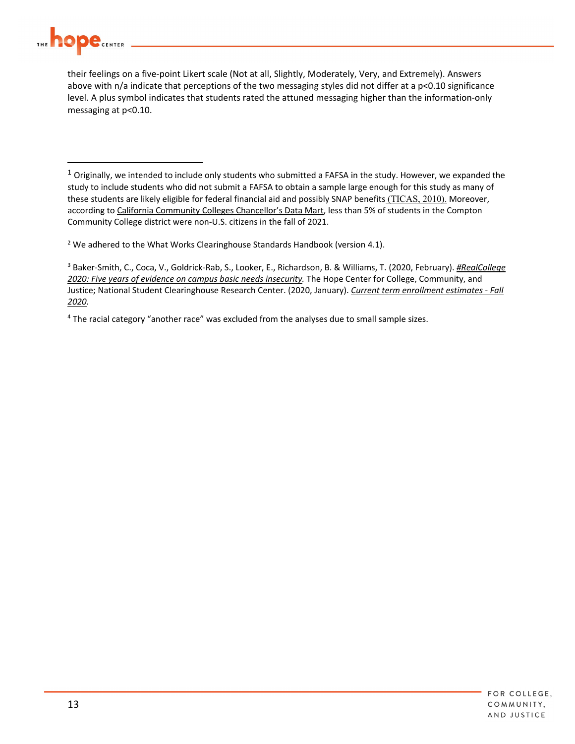their feelings on a five-point Likert scale (Not at all, Slightly, Moderately, Very, and Extremely). Answers above with n/a indicate that perceptions of the two messaging styles did not differ at a $p<0.10$ significance level. A plus symbol indicates that students rated the attuned messaging higher than the information-only messaging at $p<0.10$.

---

[1] Originally, we intended to include only students who submitted a FAFSA in the study. However, we expanded the study to include students who did not submit a FAFSA to obtain a sample large enough for this study as many of these students are likely eligible for federal financial aid and possibly SNAP benefits (TICAS, 2010). Moreover, according to California Community Colleges Chancellor's Data Mart, less than 5% of students in the Compton Community College district were non-U.S. citizens in the fall of 2021.

[2] We adhered to the What Works Clearinghouse Standards Handbook (version 4.1).

[3] Baker-Smith, C., Coca, V., Goldrick-Rab, S., Looker, E., Richardson, B. & Williams, T. (2020, February). *#RealCollege 2020: Five years of evidence on campus basic needs insecurity.* The Hope Center for College, Community, and Justice; National Student Clearinghouse Research Center. (2020, January). *Current term enrollment estimates - Fall 2020.*

[4] The racial category "another race" was excluded from the analyses due to small sample sizes.